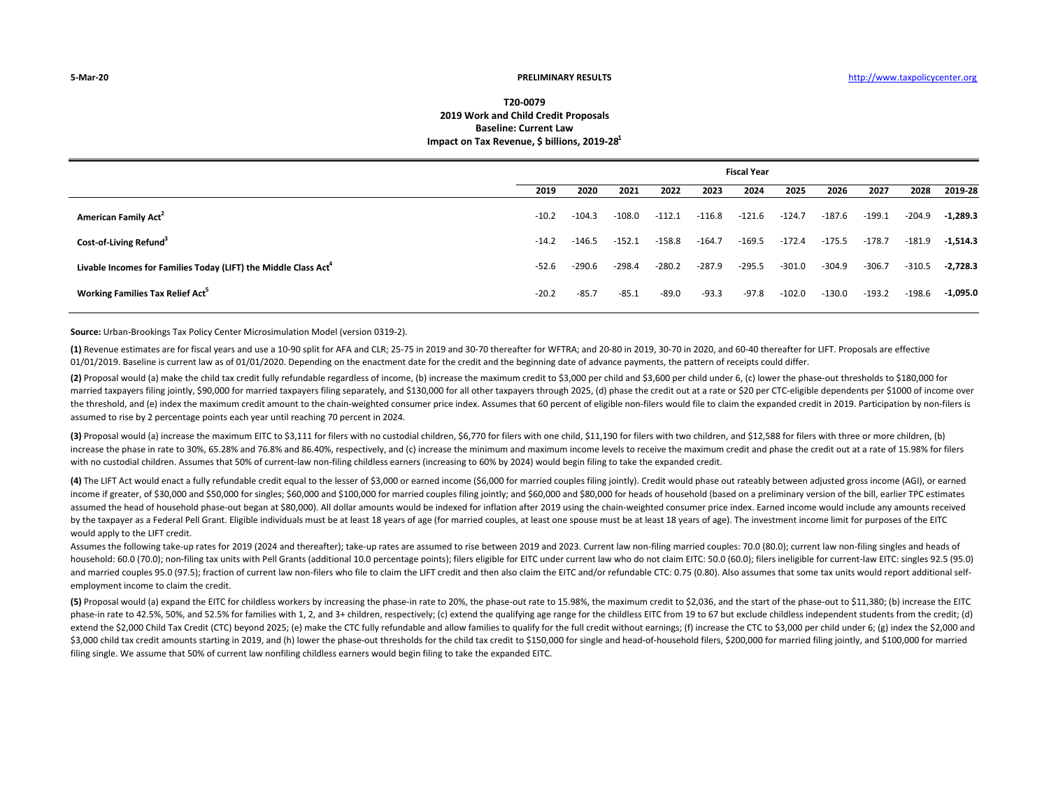**PRELIMINARY RESULTS**

# T20-0079
## 2019 Work and Child Credit Proposals
### Baseline: Current Law
### Impact on Tax Revenue, $ billions, 2019-28[1]

| | Fiscal Year | | | | | | | | | | |
|---|---|---|---|---|---|---|---|---|---|---|---|
| | 2019 | 2020 | 2021 | 2022 | 2023 | 2024 | 2025 | 2026 | 2027 | 2028 | 2019-28 |
| **American Family Act[2]** | -10.2 | -104.3 | -108.0 | -112.1 | -116.8 | -121.6 | -124.7 | -187.6 | -199.1 | -204.9 | **-1,289.3** |
| **Cost-of-Living Refund[3]** | -14.2 | -146.5 | -152.1 | -158.8 | -164.7 | -169.5 | -172.4 | -175.5 | -178.7 | -181.9 | **-1,514.3** |
| **Livable Incomes for Families Today (LIFT) the Middle Class Act[4]** | -52.6 | -290.6 | -298.4 | -280.2 | -287.9 | -295.5 | -301.0 | -304.9 | -306.7 | -310.5 | **-2,728.3** |
| **Working Families Tax Relief Act[5]** | -20.2 | -85.7 | -85.1 | -89.0 | -93.3 | -97.8 | -102.0 | -130.0 | -193.2 | -198.6 | **-1,095.0** |

**Source:** Urban-Brookings Tax Policy Center Microsimulation Model (version 0319-2).

**(1)** Revenue estimates are for fiscal years and use a 10-90 split for AFA and CLR; 25-75 in 2019 and 30-70 thereafter for WFTRA; and 20-80 in 2019, 30-70 in 2020, and 60-40 thereafter for LIFT. Proposals are effective 01/01/2019. Baseline is current law as of 01/01/2020. Depending on the enactment date for the credit and the beginning date of advance payments, the pattern of receipts could differ.

**(2)** Proposal would (a) make the child tax credit fully refundable regardless of income, (b) increase the maximum credit to $3,000 per child and $3,600 per child under 6, (c) lower the phase-out thresholds to $180,000 for married taxpayers filing jointly, $90,000 for married taxpayers filing separately, and $130,000 for all other taxpayers through 2025, (d) phase the credit out at a rate or $20 per CTC-eligible dependents per $1000 of income over the threshold, and (e) index the maximum credit amount to the chain-weighted consumer price index. Assumes that 60 percent of eligible non-filers would file to claim the expanded credit in 2019. Participation by non-filers is assumed to rise by 2 percentage points each year until reaching 70 percent in 2024.

**(3)** Proposal would (a) increase the maximum EITC to $3,111 for filers with no custodial children, $6,770 for filers with one child, $11,190 for filers with two children, and $12,588 for filers with three or more children, (b) increase the phase in rate to 30%, 65.28% and 76.8% and 86.40%, respectively, and (c) increase the minimum and maximum income levels to receive the maximum credit and phase the credit out at a rate of 15.98% for filers with no custodial children. Assumes that 50% of current-law non-filing childless earners (increasing to 60% by 2024) would begin filing to take the expanded credit.

**(4)** The LIFT Act would enact a fully refundable credit equal to the lesser of $3,000 or earned income ($6,000 for married couples filing jointly). Credit would phase out rateably between adjusted gross income (AGI), or earned income if greater, of $30,000 and $50,000 for singles; $60,000 and $100,000 for married couples filing jointly; and $60,000 and $80,000 for heads of household (based on a preliminary version of the bill, earlier TPC estimates assumed the head of household phase-out began at $80,000). All dollar amounts would be indexed for inflation after 2019 using the chain-weighted consumer price index. Earned income would include any amounts received by the taxpayer as a Federal Pell Grant. Eligible individuals must be at least 18 years of age (for married couples, at least one spouse must be at least 18 years of age). The investment income limit for purposes of the EITC would apply to the LIFT credit.
Assumes the following take-up rates for 2019 (2024 and thereafter); take-up rates are assumed to rise between 2019 and 2023. Current law non-filing married couples: 70.0 (80.0); current law non-filing singles and heads of household: 60.0 (70.0); non-filing tax units with Pell Grants (additional 10.0 percentage points); filers eligible for EITC under current law who do not claim EITC: 50.0 (60.0); filers ineligible for current-law EITC: singles 92.5 (95.0) and married couples 95.0 (97.5); fraction of current law non-filers who file to claim the LIFT credit and then also claim the EITC and/or refundable CTC: 0.75 (0.80). Also assumes that some tax units would report additional self-employment income to claim the credit.

**(5)** Proposal would (a) expand the EITC for childless workers by increasing the phase-in rate to 20%, the phase-out rate to 15.98%, the maximum credit to $2,036, and the start of the phase-out to $11,380; (b) increase the EITC phase-in rate to 42.5%, 50%, and 52.5% for families with 1, 2, and 3+ children, respectively; (c) extend the qualifying age range for the childless EITC from 19 to 67 but exclude childless independent students from the credit; (d) extend the $2,000 Child Tax Credit (CTC) beyond 2025; (e) make the CTC fully refundable and allow families to qualify for the full credit without earnings; (f) increase the CTC to $3,000 per child under 6; (g) index the $2,000 and $3,000 child tax credit amounts starting in 2019, and (h) lower the phase-out thresholds for the child tax credit to $150,000 for single and head-of-household filers, $200,000 for married filing jointly, and $100,000 for married filing single. We assume that 50% of current law nonfiling childless earners would begin filing to take the expanded EITC.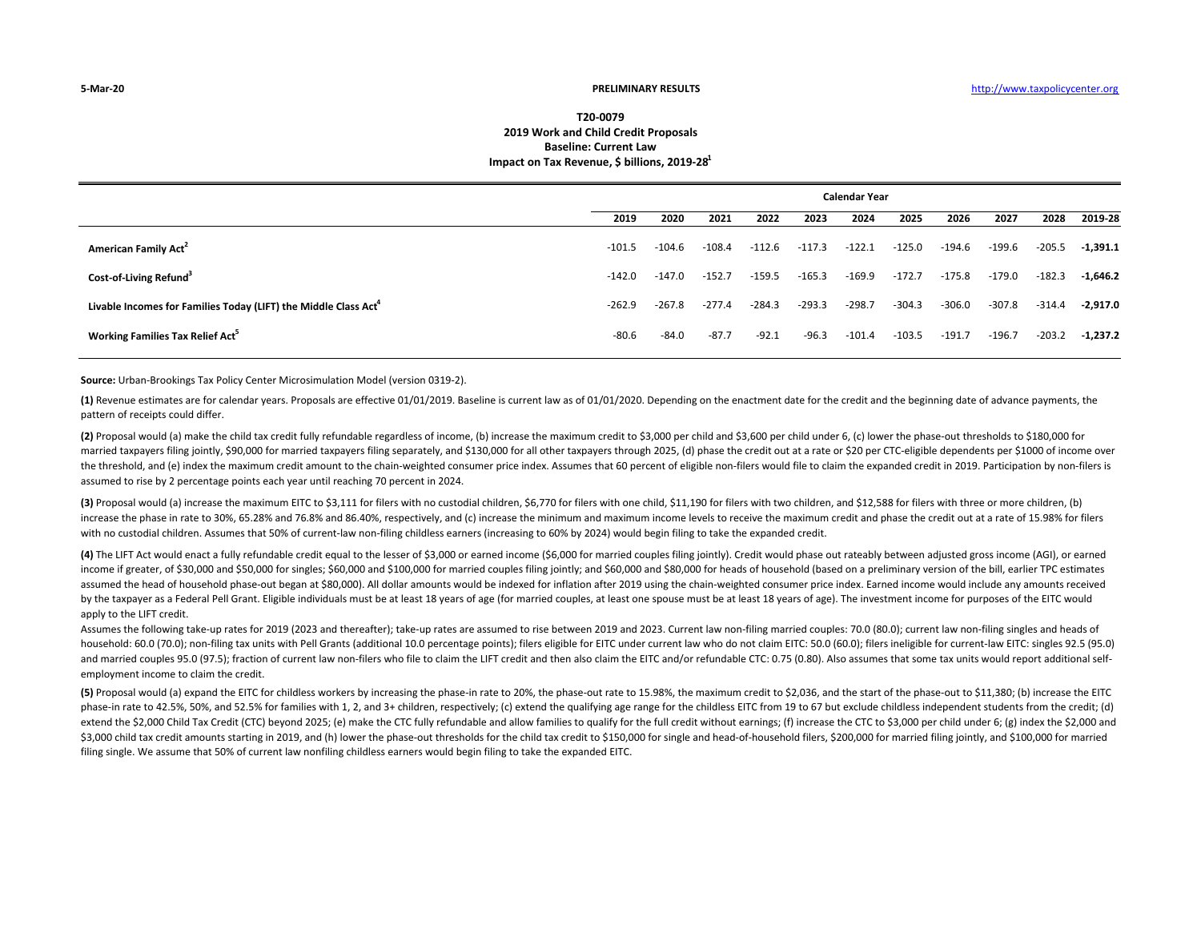5-Mar-20 **PRELIMINARY RESULTS** http://www.taxpolicycenter.org

**T20-0079**
**2019 Work and Child Credit Proposals**
**Baseline: Current Law**
**Impact on Tax Revenue, $ billions, 2019-28[1]**

| | Calendar Year | | | | | | | | | | |
|---|---|---|---|---|---|---|---|---|---|---|---|
| | 2019 | 2020 | 2021 | 2022 | 2023 | 2024 | 2025 | 2026 | 2027 | 2028 | 2019-28 |
| **American Family Act[2]** | -101.5 | -104.6 | -108.4 | -112.6 | -117.3 | -122.1 | -125.0 | -194.6 | -199.6 | -205.5 | **-1,391.1** |
| **Cost-of-Living Refund[3]** | -142.0 | -147.0 | -152.7 | -159.5 | -165.3 | -169.9 | -172.7 | -175.8 | -179.0 | -182.3 | **-1,646.2** |
| **Livable Incomes for Families Today (LIFT) the Middle Class Act[4]** | -262.9 | -267.8 | -277.4 | -284.3 | -293.3 | -298.7 | -304.3 | -306.0 | -307.8 | -314.4 | **-2,917.0** |
| **Working Families Tax Relief Act[5]** | -80.6 | -84.0 | -87.7 | -92.1 | -96.3 | -101.4 | -103.5 | -191.7 | -196.7 | -203.2 | **-1,237.2** |

**Source:** Urban-Brookings Tax Policy Center Microsimulation Model (version 0319-2).

**(1)** Revenue estimates are for calendar years. Proposals are effective 01/01/2019. Baseline is current law as of 01/01/2020. Depending on the enactment date for the credit and the beginning date of advance payments, the pattern of receipts could differ.

**(2)** Proposal would (a) make the child tax credit fully refundable regardless of income, (b) increase the maximum credit to $3,000 per child and $3,600 per child under 6, (c) lower the phase-out thresholds to $180,000 for married taxpayers filing jointly, $90,000 for married taxpayers filing separately, and $130,000 for all other taxpayers through 2025, (d) phase the credit out at a rate or $20 per CTC-eligible dependents per $1000 of income over the threshold, and (e) index the maximum credit amount to the chain-weighted consumer price index. Assumes that 60 percent of eligible non-filers would file to claim the expanded credit in 2019. Participation by non-filers is assumed to rise by 2 percentage points each year until reaching 70 percent in 2024.

**(3)** Proposal would (a) increase the maximum EITC to $3,111 for filers with no custodial children, $6,770 for filers with one child, $11,190 for filers with two children, and $12,588 for filers with three or more children, (b) increase the phase in rate to 30%, 65.28% and 76.8% and 86.40%, respectively, and (c) increase the minimum and maximum income levels to receive the maximum credit and phase the credit out at a rate of 15.98% for filers with no custodial children. Assumes that 50% of current-law non-filing childless earners (increasing to 60% by 2024) would begin filing to take the expanded credit.

**(4)** The LIFT Act would enact a fully refundable credit equal to the lesser of $3,000 or earned income ($6,000 for married couples filing jointly). Credit would phase out rateably between adjusted gross income (AGI), or earned income if greater, of $30,000 and $50,000 for singles; $60,000 and $100,000 for married couples filing jointly; and $60,000 and $80,000 for heads of household (based on a preliminary version of the bill, earlier TPC estimates assumed the head of household phase-out began at $80,000). All dollar amounts would be indexed for inflation after 2019 using the chain-weighted consumer price index. Earned income would include any amounts received by the taxpayer as a Federal Pell Grant. Eligible individuals must be at least 18 years of age (for married couples, at least one spouse must be at least 18 years of age). The investment income for purposes of the EITC would apply to the LIFT credit.

Assumes the following take-up rates for 2019 (2023 and thereafter); take-up rates are assumed to rise between 2019 and 2023. Current law non-filing married couples: 70.0 (80.0); current law non-filing singles and heads of household: 60.0 (70.0); non-filing tax units with Pell Grants (additional 10.0 percentage points); filers eligible for EITC under current law who do not claim EITC: 50.0 (60.0); filers ineligible for current-law EITC: singles 92.5 (95.0) and married couples 95.0 (97.5); fraction of current law non-filers who file to claim the LIFT credit and then also claim the EITC and/or refundable CTC: 0.75 (0.80). Also assumes that some tax units would report additional self-employment income to claim the credit.

**(5)** Proposal would (a) expand the EITC for childless workers by increasing the phase-in rate to 20%, the phase-out rate to 15.98%, the maximum credit to $2,036, and the start of the phase-out to $11,380; (b) increase the EITC phase-in rate to 42.5%, 50%, and 52.5% for families with 1, 2, and 3+ children, respectively; (c) extend the qualifying age range for the childless EITC from 19 to 67 but exclude childless independent students from the credit; (d) extend the $2,000 Child Tax Credit (CTC) beyond 2025; (e) make the CTC fully refundable and allow families to qualify for the full credit without earnings; (f) increase the CTC to $3,000 per child under 6; (g) index the $2,000 and $3,000 child tax credit amounts starting in 2019, and (h) lower the phase-out thresholds for the child tax credit to $150,000 for single and head-of-household filers, $200,000 for married filing jointly, and $100,000 for married filing single. We assume that 50% of current law nonfiling childless earners would begin filing to take the expanded EITC.